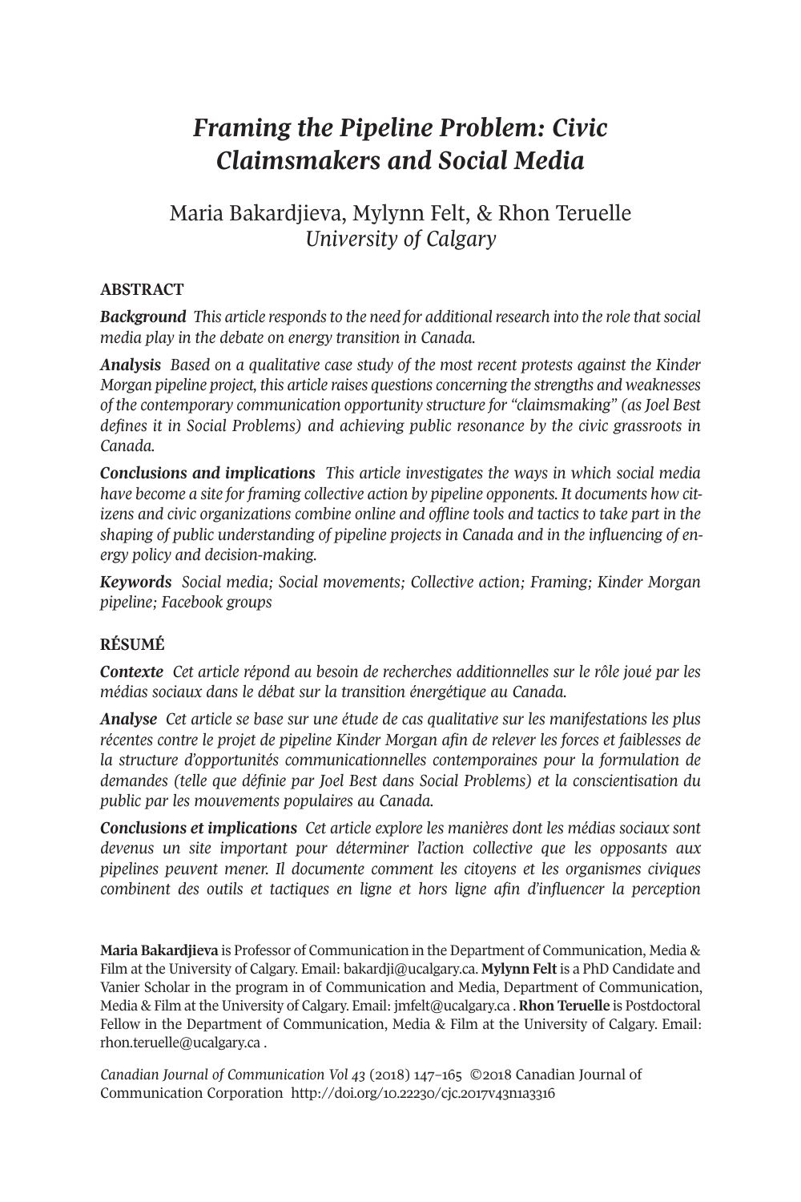# *Framing the Pipeline Problem: Civic Claimsmakers and Social Media*

Maria Bakardjieva, Mylynn Felt, & Rhon Teruelle
*University of Calgary*

## ABSTRACT

***Background*** *This article responds to the need for additional research into the role that social media play in the debate on energy transition in Canada.*

***Analysis*** *Based on a qualitative case study of the most recent protests against the Kinder Morgan pipeline project, this article raises questions concerning the strengths and weaknesses of the contemporary communication opportunity structure for "claimsmaking" (as Joel Best defines it in Social Problems) and achieving public resonance by the civic grassroots in Canada.*

***Conclusions and implications*** *This article investigates the ways in which social media have become a site for framing collective action by pipeline opponents. It documents how citizens and civic organizations combine online and offline tools and tactics to take part in the shaping of public understanding of pipeline projects in Canada and in the influencing of energy policy and decision-making.*

***Keywords*** *Social media; Social movements; Collective action; Framing; Kinder Morgan pipeline; Facebook groups*

## RÉSUMÉ

***Contexte*** *Cet article répond au besoin de recherches additionnelles sur le rôle joué par les médias sociaux dans le débat sur la transition énergétique au Canada.*

***Analyse*** *Cet article se base sur une étude de cas qualitative sur les manifestations les plus récentes contre le projet de pipeline Kinder Morgan afin de relever les forces et faiblesses de la structure d'opportunités communicationnelles contemporaines pour la formulation de demandes (telle que définie par Joel Best dans Social Problems) et la conscientisation du public par les mouvements populaires au Canada.*

***Conclusions et implications*** *Cet article explore les manières dont les médias sociaux sont devenus un site important pour déterminer l'action collective que les opposants aux pipelines peuvent mener. Il documente comment les citoyens et les organismes civiques combinent des outils et tactiques en ligne et hors ligne afin d'influencer la perception*

**Maria Bakardjieva** is Professor of Communication in the Department of Communication, Media & Film at the University of Calgary. Email: bakardji@ucalgary.ca. **Mylynn Felt** is a PhD Candidate and Vanier Scholar in the program in of Communication and Media, Department of Communication, Media & Film at the University of Calgary. Email: jmfelt@ucalgary.ca . **Rhon Teruelle** is Postdoctoral Fellow in the Department of Communication, Media & Film at the University of Calgary. Email: rhon.teruelle@ucalgary.ca .

*Canadian Journal of Communication Vol 43* (2018) 147–165 ©2018 Canadian Journal of Communication Corporation http://doi.org/10.22230/cjc.2017v43n1a3316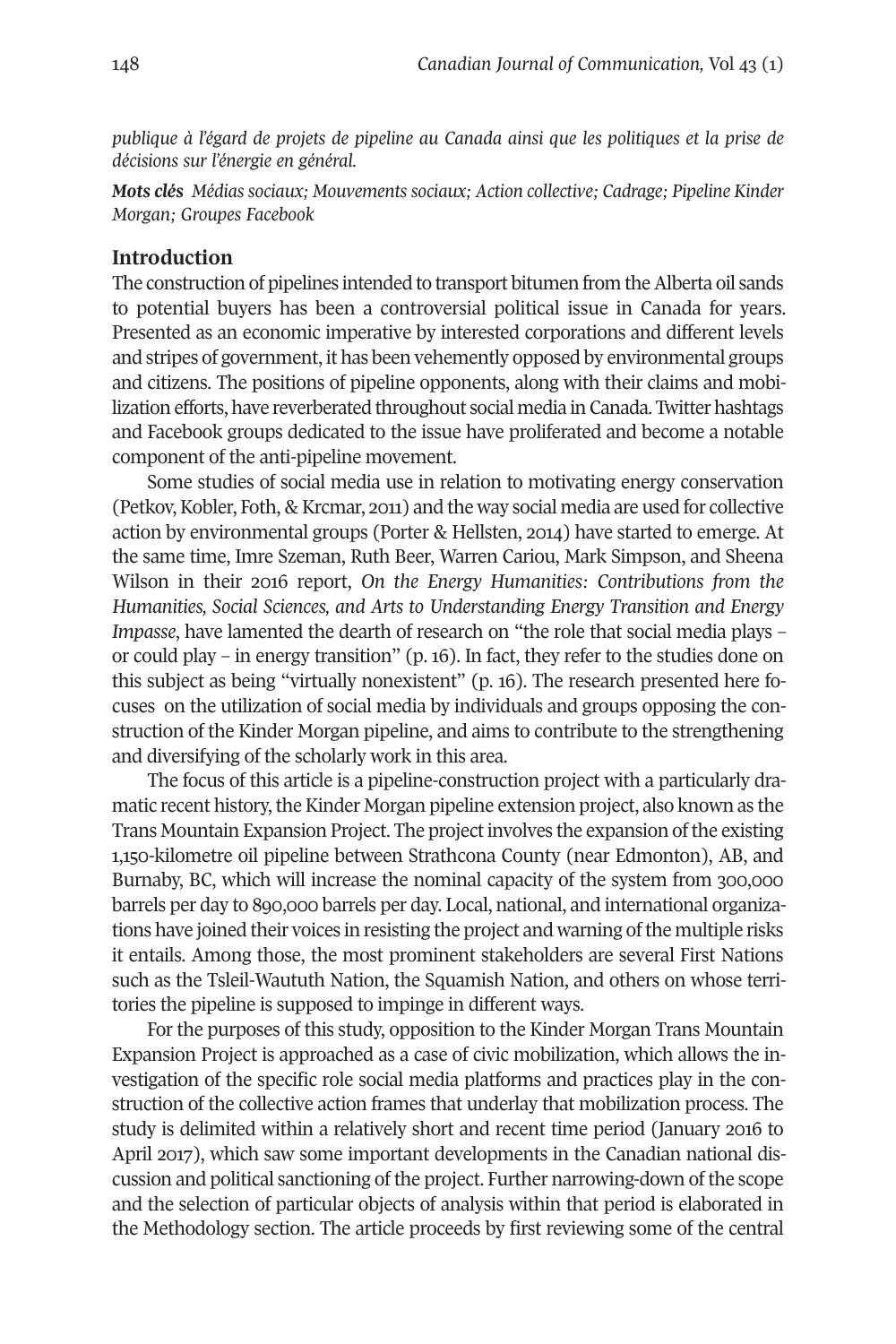*publique à l'égard de projets de pipeline au Canada ainsi que les politiques et la prise de décisions sur l'énergie en général.*

***Mots clés*** *Médias sociaux; Mouvements sociaux; Action collective; Cadrage; Pipeline Kinder Morgan; Groupes Facebook*

## Introduction

The construction of pipelines intended to transport bitumen from the Alberta oil sands to potential buyers has been a controversial political issue in Canada for years. Presented as an economic imperative by interested corporations and different levels and stripes of government, it has been vehemently opposed by environmental groups and citizens. The positions of pipeline opponents, along with their claims and mobilization efforts, have reverberated throughout social media in Canada. Twitter hashtags and Facebook groups dedicated to the issue have proliferated and become a notable component of the anti-pipeline movement.

Some studies of social media use in relation to motivating energy conservation (Petkov, Kobler, Foth, & Krcmar, 2011) and the way social media are used for collective action by environmental groups (Porter & Hellsten, 2014) have started to emerge. At the same time, Imre Szeman, Ruth Beer, Warren Cariou, Mark Simpson, and Sheena Wilson in their 2016 report, *On the Energy Humanities: Contributions from the Humanities, Social Sciences, and Arts to Understanding Energy Transition and Energy Impasse*, have lamented the dearth of research on "the role that social media plays – or could play – in energy transition" (p. 16). In fact, they refer to the studies done on this subject as being "virtually nonexistent" (p. 16). The research presented here focuses on the utilization of social media by individuals and groups opposing the construction of the Kinder Morgan pipeline, and aims to contribute to the strengthening and diversifying of the scholarly work in this area.

The focus of this article is a pipeline-construction project with a particularly dramatic recent history, the Kinder Morgan pipeline extension project, also known as the Trans Mountain Expansion Project. The project involves the expansion of the existing 1,150-kilometre oil pipeline between Strathcona County (near Edmonton), AB, and Burnaby, BC, which will increase the nominal capacity of the system from 300,000 barrels per day to 890,000 barrels per day. Local, national, and international organizations have joined their voices in resisting the project and warning of the multiple risks it entails. Among those, the most prominent stakeholders are several First Nations such as the Tsleil-Waututh Nation, the Squamish Nation, and others on whose territories the pipeline is supposed to impinge in different ways.

For the purposes of this study, opposition to the Kinder Morgan Trans Mountain Expansion Project is approached as a case of civic mobilization, which allows the investigation of the specific role social media platforms and practices play in the construction of the collective action frames that underlay that mobilization process. The study is delimited within a relatively short and recent time period (January 2016 to April 2017), which saw some important developments in the Canadian national discussion and political sanctioning of the project. Further narrowing-down of the scope and the selection of particular objects of analysis within that period is elaborated in the Methodology section. The article proceeds by first reviewing some of the central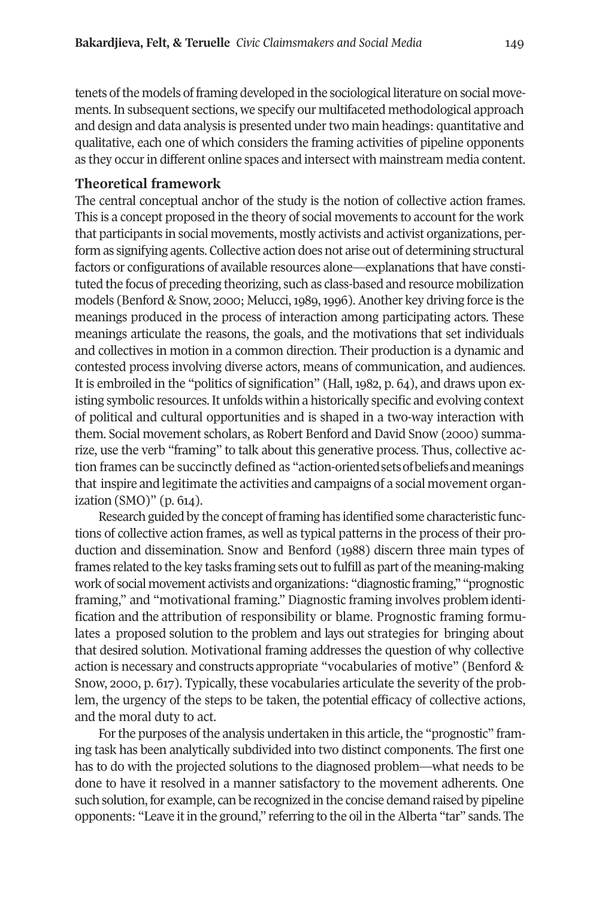tenets of the models of framing developed in the sociological literature on social movements. In subsequent sections, we specify our multifaceted methodological approach and design and data analysis is presented under two main headings: quantitative and qualitative, each one of which considers the framing activities of pipeline opponents as they occur in different online spaces and intersect with mainstream media content.

## Theoretical framework

The central conceptual anchor of the study is the notion of collective action frames. This is a concept proposed in the theory of social movements to account for the work that participants in social movements, mostly activists and activist organizations, perform as signifying agents. Collective action does not arise out of determining structural factors or configurations of available resources alone—explanations that have constituted the focus of preceding theorizing, such as class-based and resource mobilization models (Benford & Snow, 2000; Melucci, 1989, 1996). Another key driving force is the meanings produced in the process of interaction among participating actors. These meanings articulate the reasons, the goals, and the motivations that set individuals and collectives in motion in a common direction. Their production is a dynamic and contested process involving diverse actors, means of communication, and audiences. It is embroiled in the "politics of signification" (Hall, 1982, p. 64), and draws upon existing symbolic resources. It unfolds within a historically specific and evolving context of political and cultural opportunities and is shaped in a two-way interaction with them. Social movement scholars, as Robert Benford and David Snow (2000) summarize, use the verb "framing" to talk about this generative process. Thus, collective action frames can be succinctly defined as "action-oriented sets of beliefs and meanings that inspire and legitimate the activities and campaigns of a social movement organization (SMO)" (p. 614).

Research guided by the concept of framing has identified some characteristic functions of collective action frames, as well as typical patterns in the process of their production and dissemination. Snow and Benford (1988) discern three main types of frames related to the key tasks framing sets out to fulfill as part of the meaning-making work of social movement activists and organizations: "diagnostic framing," "prognostic framing," and "motivational framing." Diagnostic framing involves problem identification and the attribution of responsibility or blame. Prognostic framing formulates a proposed solution to the problem and lays out strategies for bringing about that desired solution. Motivational framing addresses the question of why collective action is necessary and constructs appropriate "vocabularies of motive" (Benford & Snow, 2000, p. 617). Typically, these vocabularies articulate the severity of the problem, the urgency of the steps to be taken, the potential efficacy of collective actions, and the moral duty to act.

For the purposes of the analysis undertaken in this article, the "prognostic" framing task has been analytically subdivided into two distinct components. The first one has to do with the projected solutions to the diagnosed problem—what needs to be done to have it resolved in a manner satisfactory to the movement adherents. One such solution, for example, can be recognized in the concise demand raised by pipeline opponents: "Leave it in the ground," referring to the oil in the Alberta "tar" sands. The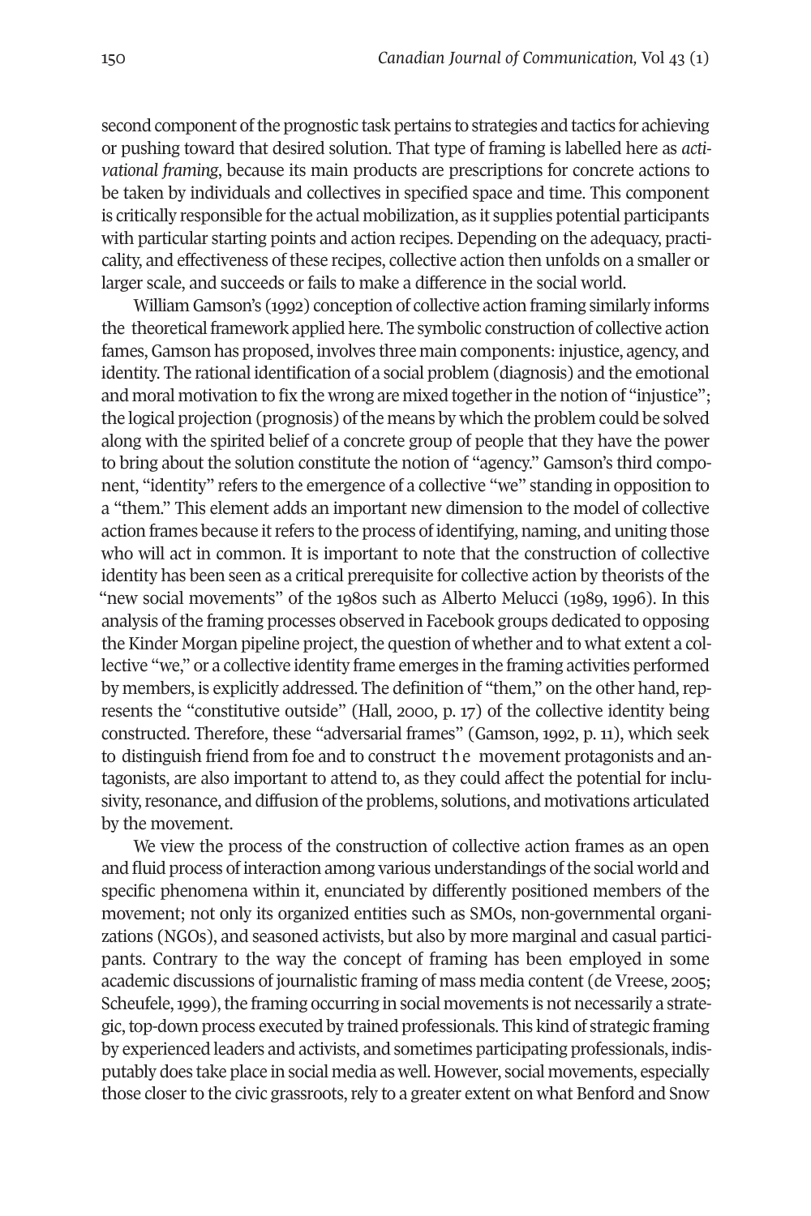second component of the prognostic task pertains to strategies and tactics for achieving or pushing toward that desired solution. That type of framing is labelled here as *activational framing*, because its main products are prescriptions for concrete actions to be taken by individuals and collectives in specified space and time. This component is critically responsible for the actual mobilization, as it supplies potential participants with particular starting points and action recipes. Depending on the adequacy, practicality, and effectiveness of these recipes, collective action then unfolds on a smaller or larger scale, and succeeds or fails to make a difference in the social world.

William Gamson's (1992) conception of collective action framing similarly informs the theoretical framework applied here. The symbolic construction of collective action fames, Gamson has proposed, involves three main components: injustice, agency, and identity. The rational identification of a social problem (diagnosis) and the emotional and moral motivation to fix the wrong are mixed together in the notion of "injustice"; the logical projection (prognosis) of the means by which the problem could be solved along with the spirited belief of a concrete group of people that they have the power to bring about the solution constitute the notion of "agency." Gamson's third component, "identity" refers to the emergence of a collective "we" standing in opposition to a "them." This element adds an important new dimension to the model of collective action frames because it refers to the process of identifying, naming, and uniting those who will act in common. It is important to note that the construction of collective identity has been seen as a critical prerequisite for collective action by theorists of the "new social movements" of the 1980s such as Alberto Melucci (1989, 1996). In this analysis of the framing processes observed in Facebook groups dedicated to opposing the Kinder Morgan pipeline project, the question of whether and to what extent a collective "we," or a collective identity frame emerges in the framing activities performed by members, is explicitly addressed. The definition of "them," on the other hand, represents the "constitutive outside" (Hall, 2000, p. 17) of the collective identity being constructed. Therefore, these "adversarial frames" (Gamson, 1992, p. 11), which seek to distinguish friend from foe and to construct the movement protagonists and antagonists, are also important to attend to, as they could affect the potential for inclusivity, resonance, and diffusion of the problems, solutions, and motivations articulated by the movement.

We view the process of the construction of collective action frames as an open and fluid process of interaction among various understandings of the social world and specific phenomena within it, enunciated by differently positioned members of the movement; not only its organized entities such as SMOs, non-governmental organizations (NGOs), and seasoned activists, but also by more marginal and casual participants. Contrary to the way the concept of framing has been employed in some academic discussions of journalistic framing of mass media content (de Vreese, 2005; Scheufele, 1999), the framing occurring in social movements is not necessarily a strategic, top-down process executed by trained professionals. This kind of strategic framing by experienced leaders and activists, and sometimes participating professionals, indisputably does take place in social media as well. However, social movements, especially those closer to the civic grassroots, rely to a greater extent on what Benford and Snow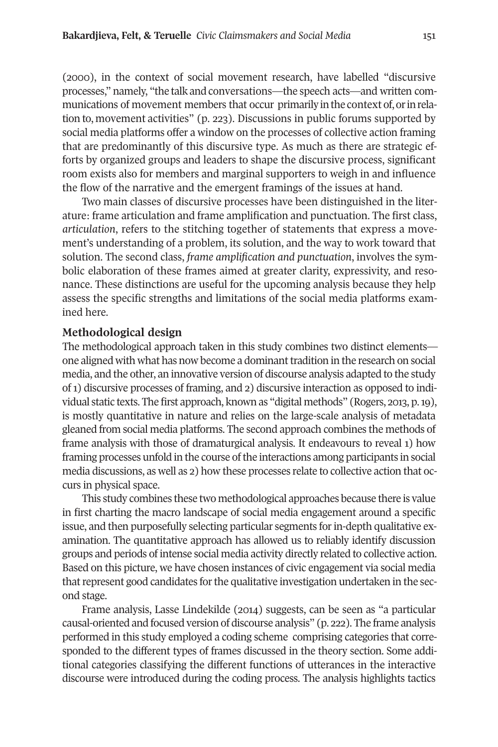(2000), in the context of social movement research, have labelled "discursive processes," namely, "the talk and conversations—the speech acts—and written communications of movement members that occur primarily in the context of, or in relation to, movement activities" (p. 223). Discussions in public forums supported by social media platforms offer a window on the processes of collective action framing that are predominantly of this discursive type. As much as there are strategic efforts by organized groups and leaders to shape the discursive process, significant room exists also for members and marginal supporters to weigh in and influence the flow of the narrative and the emergent framings of the issues at hand.

Two main classes of discursive processes have been distinguished in the literature: frame articulation and frame amplification and punctuation. The first class, *articulation*, refers to the stitching together of statements that express a movement's understanding of a problem, its solution, and the way to work toward that solution. The second class, *frame amplification and punctuation*, involves the symbolic elaboration of these frames aimed at greater clarity, expressivity, and resonance. These distinctions are useful for the upcoming analysis because they help assess the specific strengths and limitations of the social media platforms examined here.

## Methodological design

The methodological approach taken in this study combines two distinct elements—one aligned with what has now become a dominant tradition in the research on social media, and the other, an innovative version of discourse analysis adapted to the study of 1) discursive processes of framing, and 2) discursive interaction as opposed to individual static texts. The first approach, known as "digital methods" (Rogers, 2013, p. 19), is mostly quantitative in nature and relies on the large-scale analysis of metadata gleaned from social media platforms. The second approach combines the methods of frame analysis with those of dramaturgical analysis. It endeavours to reveal 1) how framing processes unfold in the course of the interactions among participants in social media discussions, as well as 2) how these processes relate to collective action that occurs in physical space.

This study combines these two methodological approaches because there is value in first charting the macro landscape of social media engagement around a specific issue, and then purposefully selecting particular segments for in-depth qualitative examination. The quantitative approach has allowed us to reliably identify discussion groups and periods of intense social media activity directly related to collective action. Based on this picture, we have chosen instances of civic engagement via social media that represent good candidates for the qualitative investigation undertaken in the second stage.

Frame analysis, Lasse Lindekilde (2014) suggests, can be seen as "a particular causal-oriented and focused version of discourse analysis" (p. 222). The frame analysis performed in this study employed a coding scheme comprising categories that corresponded to the different types of frames discussed in the theory section. Some additional categories classifying the different functions of utterances in the interactive discourse were introduced during the coding process. The analysis highlights tactics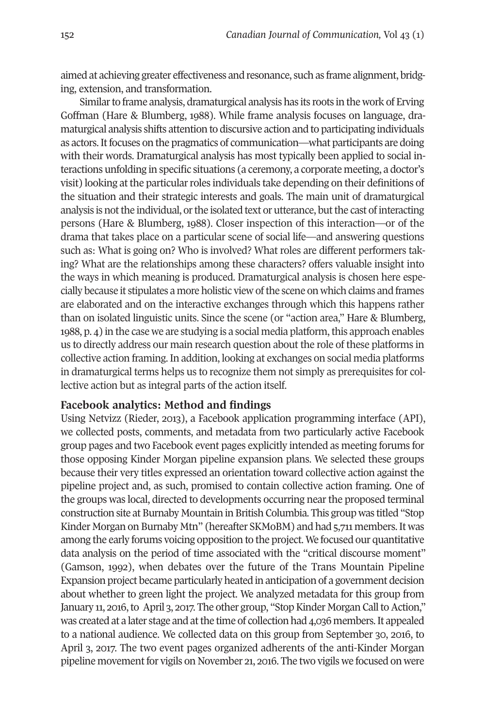aimed at achieving greater effectiveness and resonance, such as frame alignment, bridging, extension, and transformation.

Similar to frame analysis, dramaturgical analysis has its roots in the work of Erving Goffman (Hare & Blumberg, 1988). While frame analysis focuses on language, dramaturgical analysis shifts attention to discursive action and to participating individuals as actors. It focuses on the pragmatics of communication—what participants are doing with their words. Dramaturgical analysis has most typically been applied to social interactions unfolding in specific situations (a ceremony, a corporate meeting, a doctor's visit) looking at the particular roles individuals take depending on their definitions of the situation and their strategic interests and goals. The main unit of dramaturgical analysis is not the individual, or the isolated text or utterance, but the cast of interacting persons (Hare & Blumberg, 1988). Closer inspection of this interaction—or of the drama that takes place on a particular scene of social life—and answering questions such as: What is going on? Who is involved? What roles are different performers taking? What are the relationships among these characters? offers valuable insight into the ways in which meaning is produced. Dramaturgical analysis is chosen here especially because it stipulates a more holistic view of the scene on which claims and frames are elaborated and on the interactive exchanges through which this happens rather than on isolated linguistic units. Since the scene (or "action area," Hare & Blumberg, 1988, p. 4) in the case we are studying is a social media platform, this approach enables us to directly address our main research question about the role of these platforms in collective action framing. In addition, looking at exchanges on social media platforms in dramaturgical terms helps us to recognize them not simply as prerequisites for collective action but as integral parts of the action itself.

## Facebook analytics: Method and findings

Using Netvizz (Rieder, 2013), a Facebook application programming interface (API), we collected posts, comments, and metadata from two particularly active Facebook group pages and two Facebook event pages explicitly intended as meeting forums for those opposing Kinder Morgan pipeline expansion plans. We selected these groups because their very titles expressed an orientation toward collective action against the pipeline project and, as such, promised to contain collective action framing. One of the groups was local, directed to developments occurring near the proposed terminal construction site at Burnaby Mountain in British Columbia. This group was titled "Stop Kinder Morgan on Burnaby Mtn" (hereafter SKMoBM) and had 5,711 members. It was among the early forums voicing opposition to the project. We focused our quantitative data analysis on the period of time associated with the "critical discourse moment" (Gamson, 1992), when debates over the future of the Trans Mountain Pipeline Expansion project became particularly heated in anticipation of a government decision about whether to green light the project. We analyzed metadata for this group from January 11, 2016, to April 3, 2017. The other group, "Stop Kinder Morgan Call to Action," was created at a later stage and at the time of collection had 4,036 members. It appealed to a national audience. We collected data on this group from September 30, 2016, to April 3, 2017. The two event pages organized adherents of the anti-Kinder Morgan pipeline movement for vigils on November 21, 2016. The two vigils we focused on were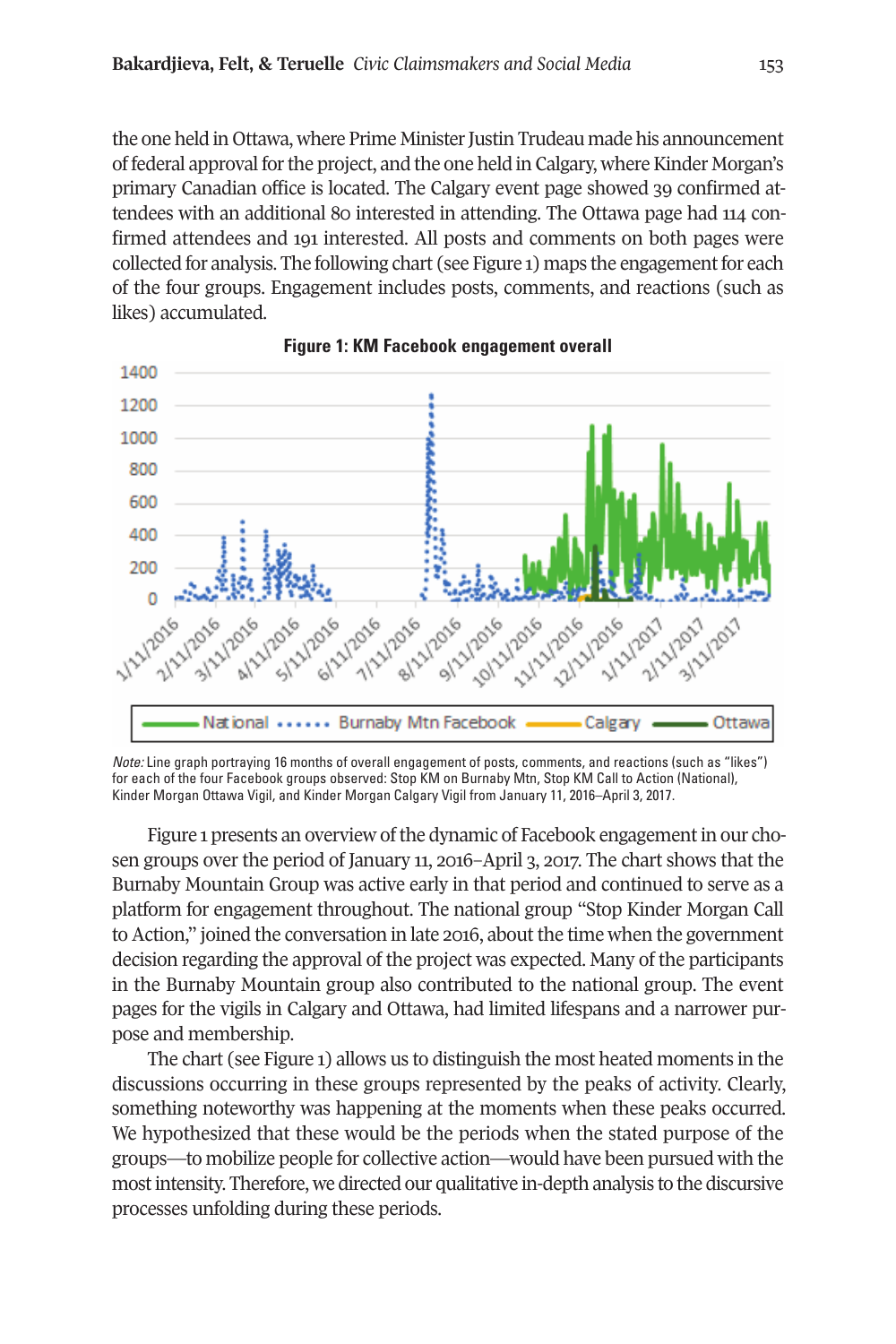the one held in Ottawa, where Prime Minister Justin Trudeau made his announcement of federal approval for the project, and the one held in Calgary, where Kinder Morgan's primary Canadian office is located. The Calgary event page showed 39 confirmed attendees with an additional 80 interested in attending. The Ottawa page had 114 confirmed attendees and 191 interested. All posts and comments on both pages were collected for analysis. The following chart (see Figure 1) maps the engagement for each of the four groups. Engagement includes posts, comments, and reactions (such as likes) accumulated.

**Figure 1: KM Facebook engagement overall**

*Note:* Line graph portraying 16 months of overall engagement of posts, comments, and reactions (such as "likes") for each of the four Facebook groups observed: Stop KM on Burnaby Mtn, Stop KM Call to Action (National), Kinder Morgan Ottawa Vigil, and Kinder Morgan Calgary Vigil from January 11, 2016–April 3, 2017.

Figure 1 presents an overview of the dynamic of Facebook engagement in our chosen groups over the period of January 11, 2016–April 3, 2017. The chart shows that the Burnaby Mountain Group was active early in that period and continued to serve as a platform for engagement throughout. The national group "Stop Kinder Morgan Call to Action," joined the conversation in late 2016, about the time when the government decision regarding the approval of the project was expected. Many of the participants in the Burnaby Mountain group also contributed to the national group. The event pages for the vigils in Calgary and Ottawa, had limited lifespans and a narrower purpose and membership.

The chart (see Figure 1) allows us to distinguish the most heated moments in the discussions occurring in these groups represented by the peaks of activity. Clearly, something noteworthy was happening at the moments when these peaks occurred. We hypothesized that these would be the periods when the stated purpose of the groups—to mobilize people for collective action—would have been pursued with the most intensity. Therefore, we directed our qualitative in-depth analysis to the discursive processes unfolding during these periods.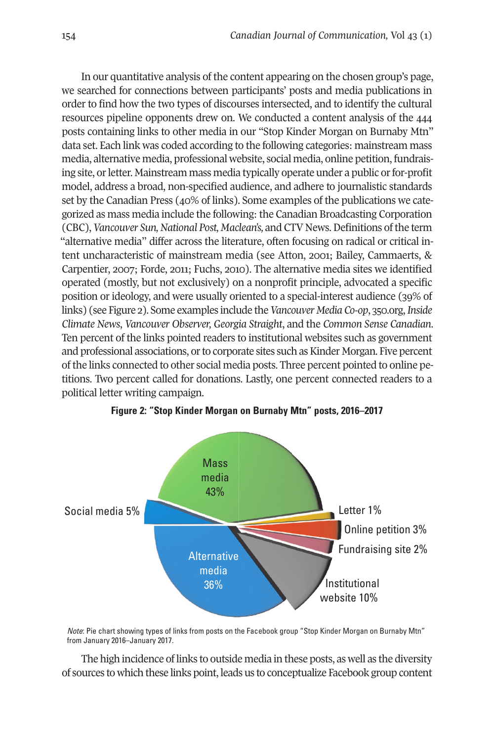In our quantitative analysis of the content appearing on the chosen group's page, we searched for connections between participants' posts and media publications in order to find how the two types of discourses intersected, and to identify the cultural resources pipeline opponents drew on. We conducted a content analysis of the 444 posts containing links to other media in our "Stop Kinder Morgan on Burnaby Mtn" data set. Each link was coded according to the following categories: mainstream mass media, alternative media, professional website, social media, online petition, fundraising site, or letter. Mainstream mass media typically operate under a public or for-profit model, address a broad, non-specified audience, and adhere to journalistic standards set by the Canadian Press (40% of links). Some examples of the publications we categorized as mass media include the following: the Canadian Broadcasting Corporation (CBC), *Vancouver Sun*, *National Post*, *Maclean's*, and CTV News. Definitions of the term "alternative media" differ across the literature, often focusing on radical or critical intent uncharacteristic of mainstream media (see Atton, 2001; Bailey, Cammaerts, & Carpentier, 2007; Forde, 2011; Fuchs, 2010). The alternative media sites we identified operated (mostly, but not exclusively) on a nonprofit principle, advocated a specific position or ideology, and were usually oriented to a special-interest audience (39% of links) (see Figure 2). Some examples include the *Vancouver Media Co-op*, 350.org, *Inside Climate News*, *Vancouver Observer*, *Georgia Straight*, and the *Common Sense Canadian*. Ten percent of the links pointed readers to institutional websites such as government and professional associations, or to corporate sites such as Kinder Morgan. Five percent of the links connected to other social media posts. Three percent pointed to online petitions. Two percent called for donations. Lastly, one percent connected readers to a political letter writing campaign.

**Figure 2: "Stop Kinder Morgan on Burnaby Mtn" posts, 2016–2017**

| Category | Percentage |
| --- | --- |
| Mass media | 43% |
| Alternative media | 36% |
| Institutional website | 10% |
| Social media | 5% |
| Online petition | 3% |
| Fundraising site | 2% |
| Letter | 1% |

*Note*: Pie chart showing types of links from posts on the Facebook group "Stop Kinder Morgan on Burnaby Mtn" from January 2016–January 2017.

The high incidence of links to outside media in these posts, as well as the diversity of sources to which these links point, leads us to conceptualize Facebook group content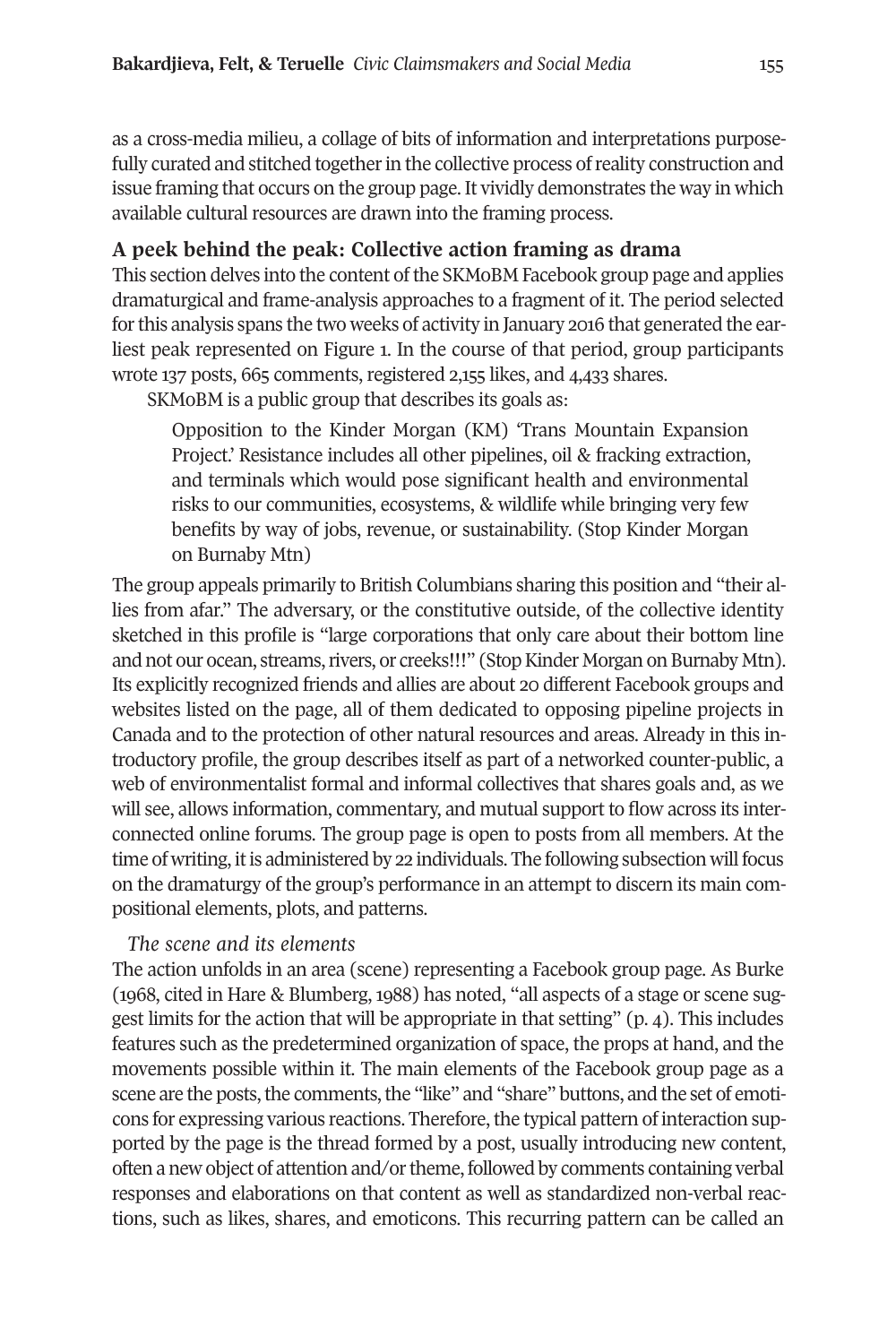as a cross-media milieu, a collage of bits of information and interpretations purposefully curated and stitched together in the collective process of reality construction and issue framing that occurs on the group page. It vividly demonstrates the way in which available cultural resources are drawn into the framing process.

## A peek behind the peak: Collective action framing as drama

This section delves into the content of the SKMoBM Facebook group page and applies dramaturgical and frame-analysis approaches to a fragment of it. The period selected for this analysis spans the two weeks of activity in January 2016 that generated the earliest peak represented on Figure 1. In the course of that period, group participants wrote 137 posts, 665 comments, registered 2,155 likes, and 4,433 shares.

SKMoBM is a public group that describes its goals as:

> Opposition to the Kinder Morgan (KM) 'Trans Mountain Expansion Project.' Resistance includes all other pipelines, oil & fracking extraction, and terminals which would pose significant health and environmental risks to our communities, ecosystems, & wildlife while bringing very few benefits by way of jobs, revenue, or sustainability. (Stop Kinder Morgan on Burnaby Mtn)

The group appeals primarily to British Columbians sharing this position and "their allies from afar." The adversary, or the constitutive outside, of the collective identity sketched in this profile is "large corporations that only care about their bottom line and not our ocean, streams, rivers, or creeks!!!" (Stop Kinder Morgan on Burnaby Mtn). Its explicitly recognized friends and allies are about 20 different Facebook groups and websites listed on the page, all of them dedicated to opposing pipeline projects in Canada and to the protection of other natural resources and areas. Already in this introductory profile, the group describes itself as part of a networked counter-public, a web of environmentalist formal and informal collectives that shares goals and, as we will see, allows information, commentary, and mutual support to flow across its interconnected online forums. The group page is open to posts from all members. At the time of writing, it is administered by 22 individuals. The following subsection will focus on the dramaturgy of the group's performance in an attempt to discern its main compositional elements, plots, and patterns.

### *The scene and its elements*

The action unfolds in an area (scene) representing a Facebook group page. As Burke (1968, cited in Hare & Blumberg, 1988) has noted, "all aspects of a stage or scene suggest limits for the action that will be appropriate in that setting" (p. 4). This includes features such as the predetermined organization of space, the props at hand, and the movements possible within it. The main elements of the Facebook group page as a scene are the posts, the comments, the "like" and "share" buttons, and the set of emoticons for expressing various reactions. Therefore, the typical pattern of interaction supported by the page is the thread formed by a post, usually introducing new content, often a new object of attention and/or theme, followed by comments containing verbal responses and elaborations on that content as well as standardized non-verbal reactions, such as likes, shares, and emoticons. This recurring pattern can be called an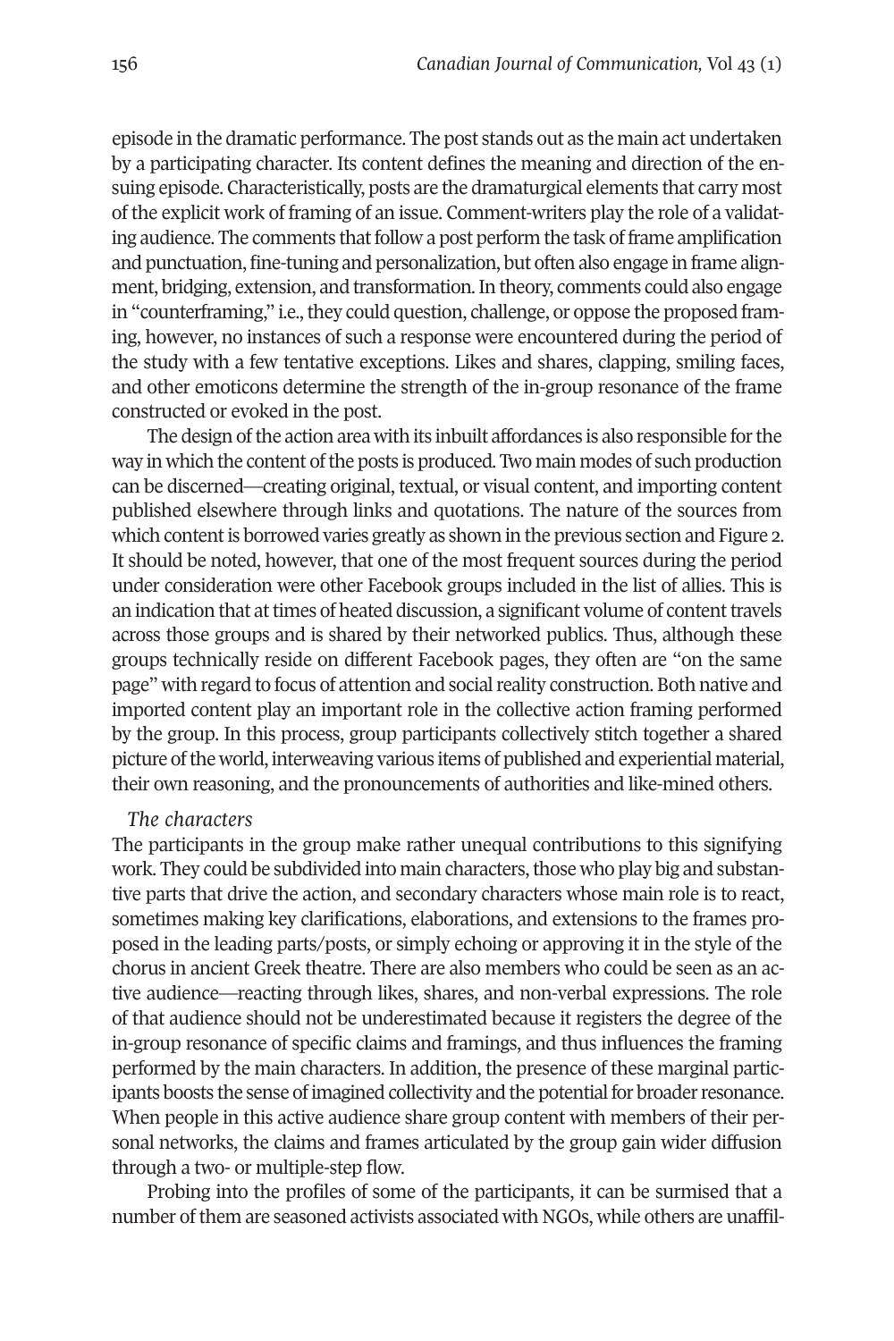episode in the dramatic performance. The post stands out as the main act undertaken by a participating character. Its content defines the meaning and direction of the ensuing episode. Characteristically, posts are the dramaturgical elements that carry most of the explicit work of framing of an issue. Comment-writers play the role of a validating audience. The comments that follow a post perform the task of frame amplification and punctuation, fine-tuning and personalization, but often also engage in frame alignment, bridging, extension, and transformation. In theory, comments could also engage in "counterframing," i.e., they could question, challenge, or oppose the proposed framing, however, no instances of such a response were encountered during the period of the study with a few tentative exceptions. Likes and shares, clapping, smiling faces, and other emoticons determine the strength of the in-group resonance of the frame constructed or evoked in the post.

The design of the action area with its inbuilt affordances is also responsible for the way in which the content of the posts is produced. Two main modes of such production can be discerned—creating original, textual, or visual content, and importing content published elsewhere through links and quotations. The nature of the sources from which content is borrowed varies greatly as shown in the previous section and Figure 2. It should be noted, however, that one of the most frequent sources during the period under consideration were other Facebook groups included in the list of allies. This is an indication that at times of heated discussion, a significant volume of content travels across those groups and is shared by their networked publics. Thus, although these groups technically reside on different Facebook pages, they often are "on the same page" with regard to focus of attention and social reality construction. Both native and imported content play an important role in the collective action framing performed by the group. In this process, group participants collectively stitch together a shared picture of the world, interweaving various items of published and experiential material, their own reasoning, and the pronouncements of authorities and like-mined others.

*The characters*

The participants in the group make rather unequal contributions to this signifying work. They could be subdivided into main characters, those who play big and substantive parts that drive the action, and secondary characters whose main role is to react, sometimes making key clarifications, elaborations, and extensions to the frames proposed in the leading parts/posts, or simply echoing or approving it in the style of the chorus in ancient Greek theatre. There are also members who could be seen as an active audience—reacting through likes, shares, and non-verbal expressions. The role of that audience should not be underestimated because it registers the degree of the in-group resonance of specific claims and framings, and thus influences the framing performed by the main characters. In addition, the presence of these marginal participants boosts the sense of imagined collectivity and the potential for broader resonance. When people in this active audience share group content with members of their personal networks, the claims and frames articulated by the group gain wider diffusion through a two- or multiple-step flow.

Probing into the profiles of some of the participants, it can be surmised that a number of them are seasoned activists associated with NGOs, while others are unaffil-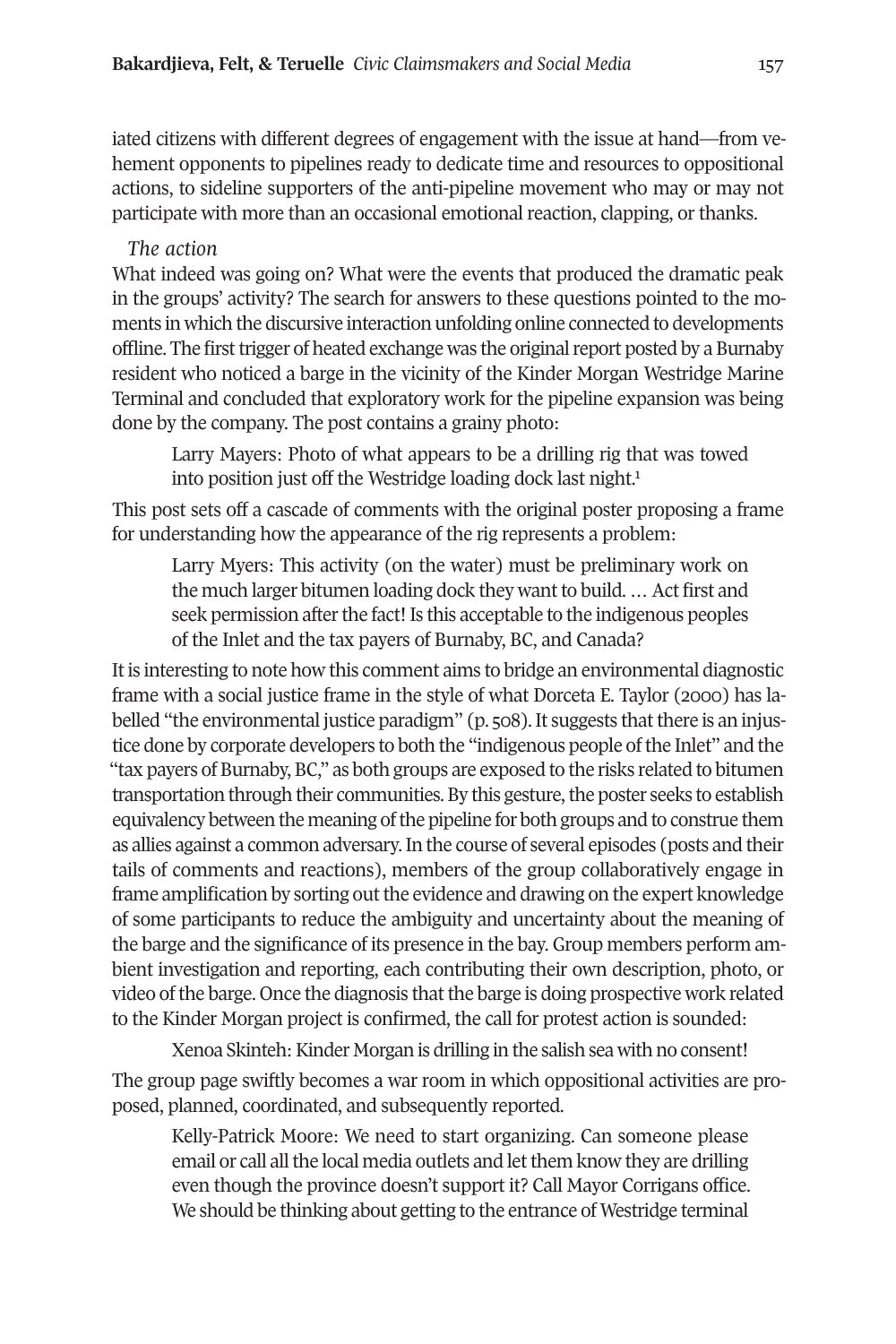iated citizens with different degrees of engagement with the issue at hand—from vehement opponents to pipelines ready to dedicate time and resources to oppositional actions, to sideline supporters of the anti-pipeline movement who may or may not participate with more than an occasional emotional reaction, clapping, or thanks.

*The action*

What indeed was going on? What were the events that produced the dramatic peak in the groups' activity? The search for answers to these questions pointed to the moments in which the discursive interaction unfolding online connected to developments offline. The first trigger of heated exchange was the original report posted by a Burnaby resident who noticed a barge in the vicinity of the Kinder Morgan Westridge Marine Terminal and concluded that exploratory work for the pipeline expansion was being done by the company. The post contains a grainy photo:

> Larry Mayers: Photo of what appears to be a drilling rig that was towed into position just off the Westridge loading dock last night.[1]

This post sets off a cascade of comments with the original poster proposing a frame for understanding how the appearance of the rig represents a problem:

> Larry Myers: This activity (on the water) must be preliminary work on the much larger bitumen loading dock they want to build. … Act first and seek permission after the fact! Is this acceptable to the indigenous peoples of the Inlet and the tax payers of Burnaby, BC, and Canada?

It is interesting to note how this comment aims to bridge an environmental diagnostic frame with a social justice frame in the style of what Dorceta E. Taylor (2000) has labelled "the environmental justice paradigm" (p. 508). It suggests that there is an injustice done by corporate developers to both the "indigenous people of the Inlet" and the "tax payers of Burnaby, BC," as both groups are exposed to the risks related to bitumen transportation through their communities. By this gesture, the poster seeks to establish equivalency between the meaning of the pipeline for both groups and to construe them as allies against a common adversary. In the course of several episodes (posts and their tails of comments and reactions), members of the group collaboratively engage in frame amplification by sorting out the evidence and drawing on the expert knowledge of some participants to reduce the ambiguity and uncertainty about the meaning of the barge and the significance of its presence in the bay. Group members perform ambient investigation and reporting, each contributing their own description, photo, or video of the barge. Once the diagnosis that the barge is doing prospective work related to the Kinder Morgan project is confirmed, the call for protest action is sounded:

> Xenoa Skinteh: Kinder Morgan is drilling in the salish sea with no consent!

The group page swiftly becomes a war room in which oppositional activities are proposed, planned, coordinated, and subsequently reported.

> Kelly-Patrick Moore: We need to start organizing. Can someone please email or call all the local media outlets and let them know they are drilling even though the province doesn't support it? Call Mayor Corrigans office. We should be thinking about getting to the entrance of Westridge terminal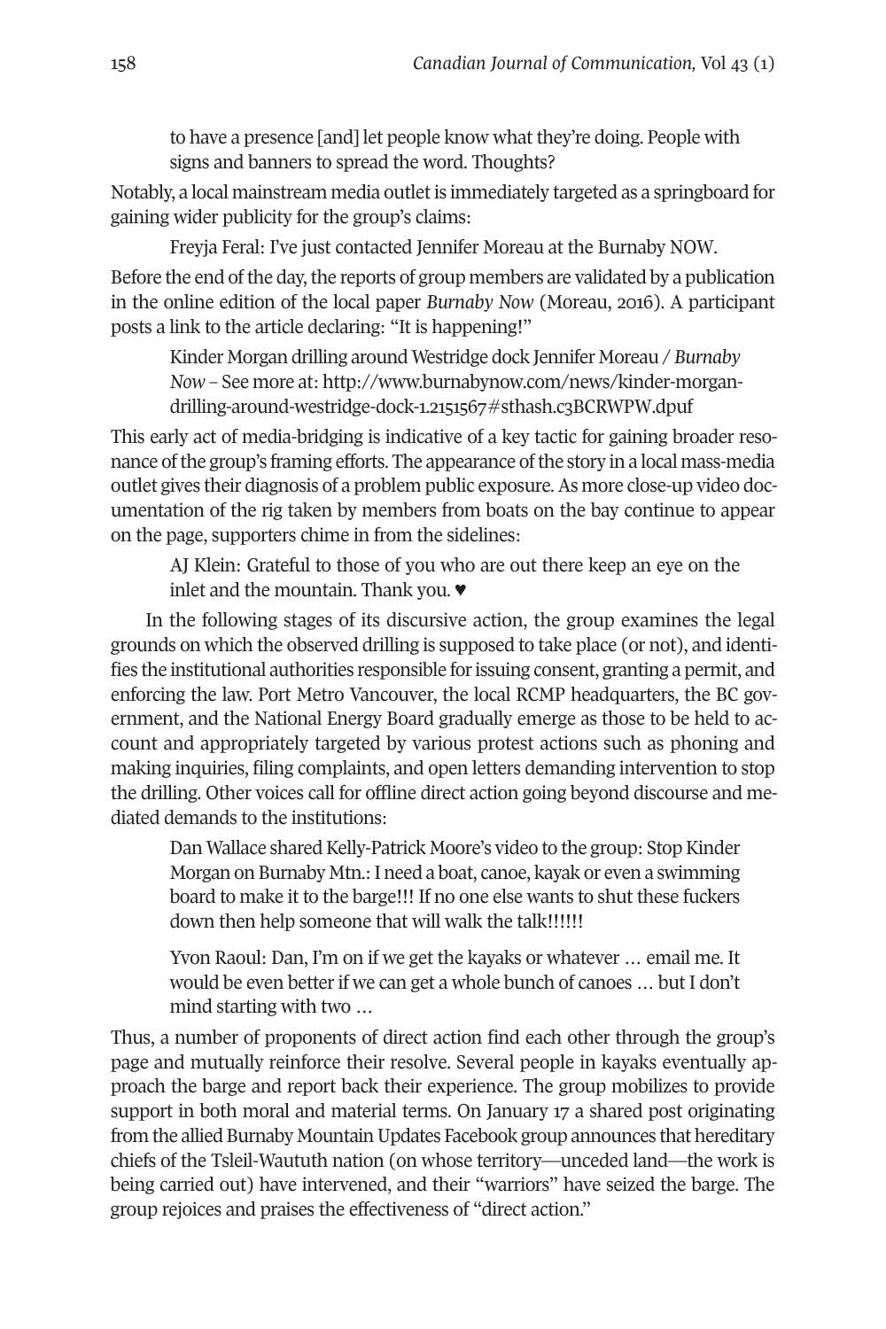> to have a presence [and] let people know what they're doing. People with signs and banners to spread the word. Thoughts?

Notably, a local mainstream media outlet is immediately targeted as a springboard for gaining wider publicity for the group's claims:

> Freyja Feral: I've just contacted Jennifer Moreau at the Burnaby NOW.

Before the end of the day, the reports of group members are validated by a publication in the online edition of the local paper *Burnaby Now* (Moreau, 2016). A participant posts a link to the article declaring: "It is happening!"

> Kinder Morgan drilling around Westridge dock Jennifer Moreau / *Burnaby Now* – See more at: http://www.burnabynow.com/news/kinder-morgan-drilling-around-westridge-dock-1.2151567#sthash.c3BCRWPW.dpuf

This early act of media-bridging is indicative of a key tactic for gaining broader resonance of the group's framing efforts. The appearance of the story in a local mass-media outlet gives their diagnosis of a problem public exposure. As more close-up video documentation of the rig taken by members from boats on the bay continue to appear on the page, supporters chime in from the sidelines:

> AJ Klein: Grateful to those of you who are out there keep an eye on the inlet and the mountain. Thank you. ♥

In the following stages of its discursive action, the group examines the legal grounds on which the observed drilling is supposed to take place (or not), and identifies the institutional authorities responsible for issuing consent, granting a permit, and enforcing the law. Port Metro Vancouver, the local RCMP headquarters, the BC government, and the National Energy Board gradually emerge as those to be held to account and appropriately targeted by various protest actions such as phoning and making inquiries, filing complaints, and open letters demanding intervention to stop the drilling. Other voices call for offline direct action going beyond discourse and mediated demands to the institutions:

> Dan Wallace shared Kelly-Patrick Moore's video to the group: Stop Kinder Morgan on Burnaby Mtn.: I need a boat, canoe, kayak or even a swimming board to make it to the barge!!! If no one else wants to shut these fuckers down then help someone that will walk the talk!!!!!!

> Yvon Raoul: Dan, I'm on if we get the kayaks or whatever … email me. It would be even better if we can get a whole bunch of canoes … but I don't mind starting with two …

Thus, a number of proponents of direct action find each other through the group's page and mutually reinforce their resolve. Several people in kayaks eventually approach the barge and report back their experience. The group mobilizes to provide support in both moral and material terms. On January 17 a shared post originating from the allied Burnaby Mountain Updates Facebook group announces that hereditary chiefs of the Tsleil-Waututh nation (on whose territory—unceded land—the work is being carried out) have intervened, and their "warriors" have seized the barge. The group rejoices and praises the effectiveness of "direct action."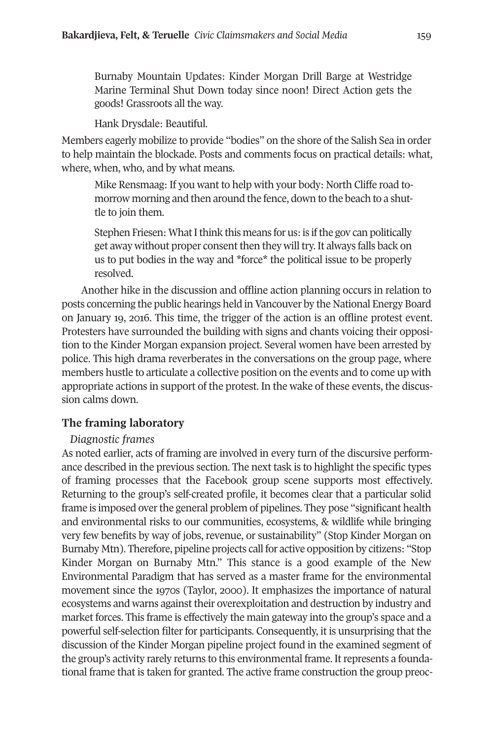> Burnaby Mountain Updates: Kinder Morgan Drill Barge at Westridge Marine Terminal Shut Down today since noon! Direct Action gets the goods! Grassroots all the way.
>
> Hank Drysdale: Beautiful.

Members eagerly mobilize to provide "bodies" on the shore of the Salish Sea in order to help maintain the blockade. Posts and comments focus on practical details: what, where, when, who, and by what means.

> Mike Rensmaag: If you want to help with your body: North Cliffe road tomorrow morning and then around the fence, down to the beach to a shuttle to join them.
>
> Stephen Friesen: What I think this means for us: is if the gov can politically get away without proper consent then they will try. It always falls back on us to put bodies in the way and *force* the political issue to be properly resolved.

Another hike in the discussion and offline action planning occurs in relation to posts concerning the public hearings held in Vancouver by the National Energy Board on January 19, 2016. This time, the trigger of the action is an offline protest event. Protesters have surrounded the building with signs and chants voicing their opposition to the Kinder Morgan expansion project. Several women have been arrested by police. This high drama reverberates in the conversations on the group page, where members hustle to articulate a collective position on the events and to come up with appropriate actions in support of the protest. In the wake of these events, the discussion calms down.

## The framing laboratory

*Diagnostic frames*

As noted earlier, acts of framing are involved in every turn of the discursive performance described in the previous section. The next task is to highlight the specific types of framing processes that the Facebook group scene supports most effectively. Returning to the group's self-created profile, it becomes clear that a particular solid frame is imposed over the general problem of pipelines. They pose "significant health and environmental risks to our communities, ecosystems, & wildlife while bringing very few benefits by way of jobs, revenue, or sustainability" (Stop Kinder Morgan on Burnaby Mtn). Therefore, pipeline projects call for active opposition by citizens: "Stop Kinder Morgan on Burnaby Mtn." This stance is a good example of the New Environmental Paradigm that has served as a master frame for the environmental movement since the 1970s (Taylor, 2000). It emphasizes the importance of natural ecosystems and warns against their overexploitation and destruction by industry and market forces. This frame is effectively the main gateway into the group's space and a powerful self-selection filter for participants. Consequently, it is unsurprising that the discussion of the Kinder Morgan pipeline project found in the examined segment of the group's activity rarely returns to this environmental frame. It represents a foundational frame that is taken for granted. The active frame construction the group preoc-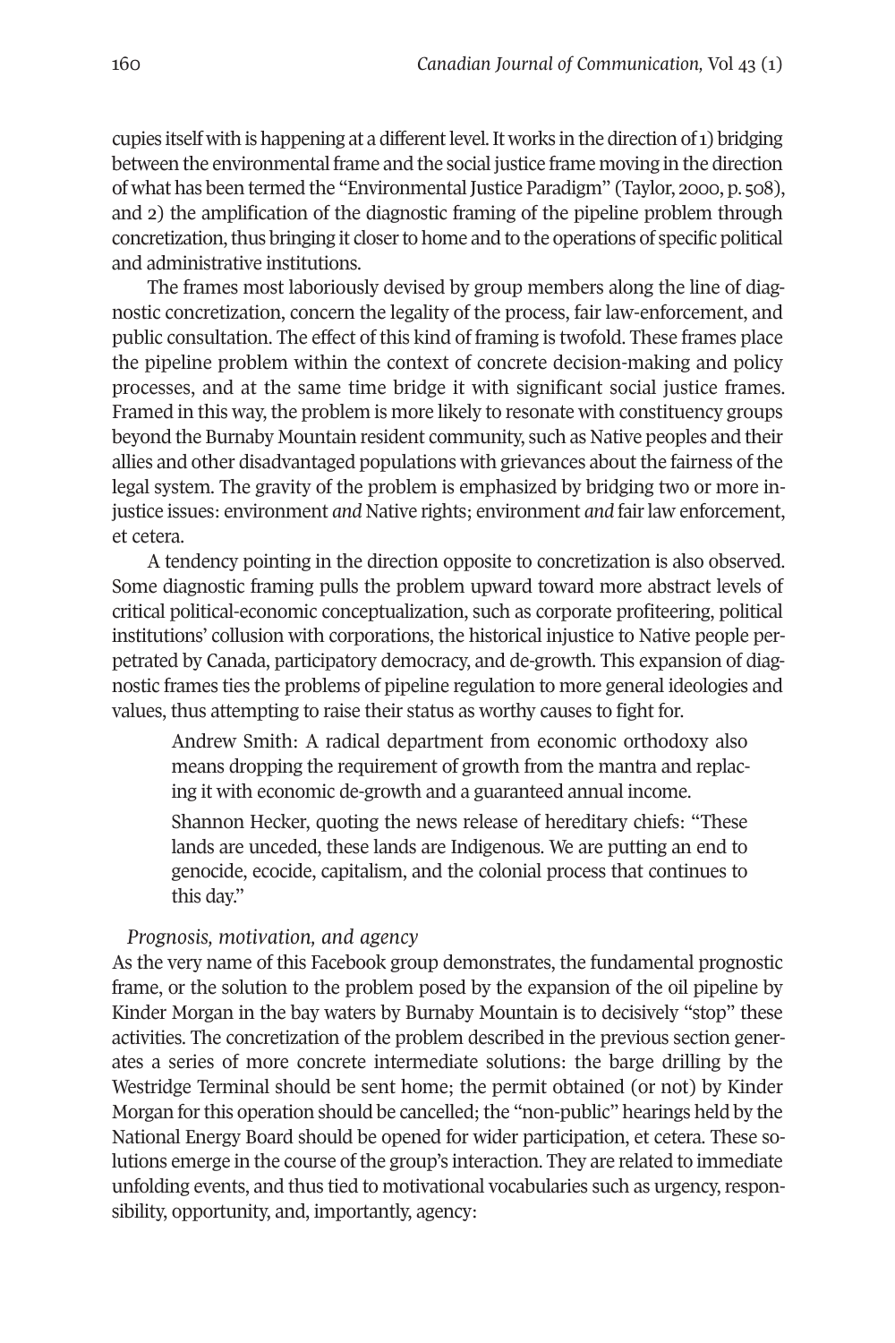cupies itself with is happening at a different level. It works in the direction of 1) bridging between the environmental frame and the social justice frame moving in the direction of what has been termed the "Environmental Justice Paradigm" (Taylor, 2000, p. 508), and 2) the amplification of the diagnostic framing of the pipeline problem through concretization, thus bringing it closer to home and to the operations of specific political and administrative institutions.

The frames most laboriously devised by group members along the line of diagnostic concretization, concern the legality of the process, fair law-enforcement, and public consultation. The effect of this kind of framing is twofold. These frames place the pipeline problem within the context of concrete decision-making and policy processes, and at the same time bridge it with significant social justice frames. Framed in this way, the problem is more likely to resonate with constituency groups beyond the Burnaby Mountain resident community, such as Native peoples and their allies and other disadvantaged populations with grievances about the fairness of the legal system. The gravity of the problem is emphasized by bridging two or more injustice issues: environment *and* Native rights; environment *and* fair law enforcement, et cetera.

A tendency pointing in the direction opposite to concretization is also observed. Some diagnostic framing pulls the problem upward toward more abstract levels of critical political-economic conceptualization, such as corporate profiteering, political institutions' collusion with corporations, the historical injustice to Native people perpetrated by Canada, participatory democracy, and de-growth. This expansion of diagnostic frames ties the problems of pipeline regulation to more general ideologies and values, thus attempting to raise their status as worthy causes to fight for.

> Andrew Smith: A radical department from economic orthodoxy also means dropping the requirement of growth from the mantra and replacing it with economic de-growth and a guaranteed annual income.
>
> Shannon Hecker, quoting the news release of hereditary chiefs: "These lands are unceded, these lands are Indigenous. We are putting an end to genocide, ecocide, capitalism, and the colonial process that continues to this day."

*Prognosis, motivation, and agency*

As the very name of this Facebook group demonstrates, the fundamental prognostic frame, or the solution to the problem posed by the expansion of the oil pipeline by Kinder Morgan in the bay waters by Burnaby Mountain is to decisively "stop" these activities. The concretization of the problem described in the previous section generates a series of more concrete intermediate solutions: the barge drilling by the Westridge Terminal should be sent home; the permit obtained (or not) by Kinder Morgan for this operation should be cancelled; the "non-public" hearings held by the National Energy Board should be opened for wider participation, et cetera. These solutions emerge in the course of the group's interaction. They are related to immediate unfolding events, and thus tied to motivational vocabularies such as urgency, responsibility, opportunity, and, importantly, agency: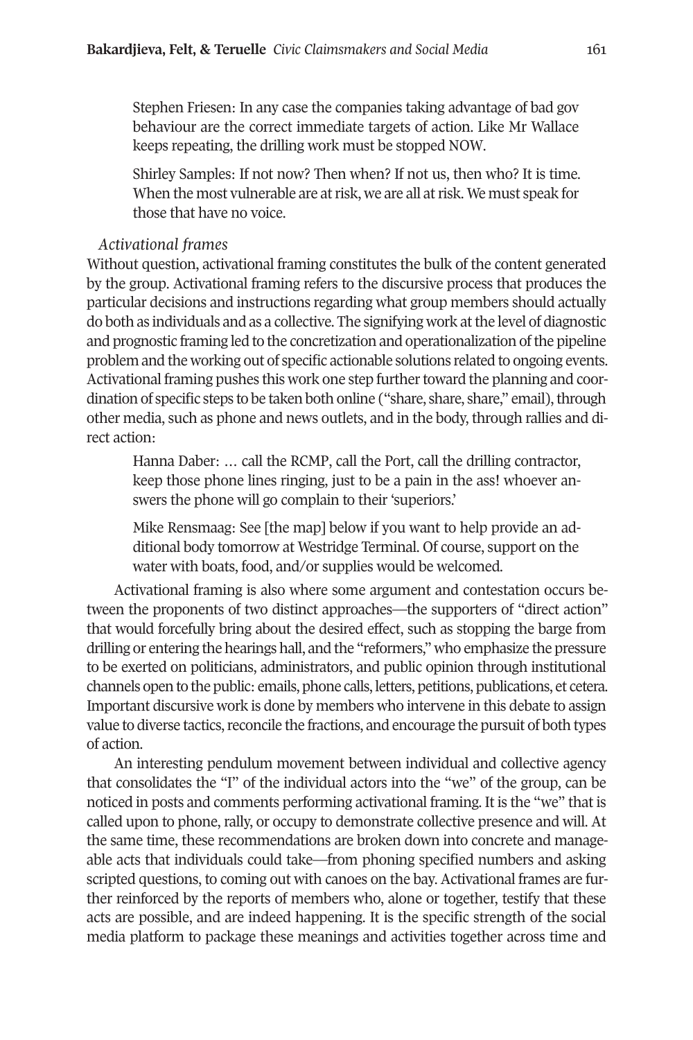> Stephen Friesen: In any case the companies taking advantage of bad gov behaviour are the correct immediate targets of action. Like Mr Wallace keeps repeating, the drilling work must be stopped NOW.

> Shirley Samples: If not now? Then when? If not us, then who? It is time. When the most vulnerable are at risk, we are all at risk. We must speak for those that have no voice.

*Activational frames*

Without question, activational framing constitutes the bulk of the content generated by the group. Activational framing refers to the discursive process that produces the particular decisions and instructions regarding what group members should actually do both as individuals and as a collective. The signifying work at the level of diagnostic and prognostic framing led to the concretization and operationalization of the pipeline problem and the working out of specific actionable solutions related to ongoing events. Activational framing pushes this work one step further toward the planning and coordination of specific steps to be taken both online ("share, share, share," email), through other media, such as phone and news outlets, and in the body, through rallies and direct action:

> Hanna Daber: … call the RCMP, call the Port, call the drilling contractor, keep those phone lines ringing, just to be a pain in the ass! whoever answers the phone will go complain to their 'superiors.'

> Mike Rensmaag: See [the map] below if you want to help provide an additional body tomorrow at Westridge Terminal. Of course, support on the water with boats, food, and/or supplies would be welcomed.

Activational framing is also where some argument and contestation occurs between the proponents of two distinct approaches—the supporters of "direct action" that would forcefully bring about the desired effect, such as stopping the barge from drilling or entering the hearings hall, and the "reformers," who emphasize the pressure to be exerted on politicians, administrators, and public opinion through institutional channels open to the public: emails, phone calls, letters, petitions, publications, et cetera. Important discursive work is done by members who intervene in this debate to assign value to diverse tactics, reconcile the fractions, and encourage the pursuit of both types of action.

An interesting pendulum movement between individual and collective agency that consolidates the "I" of the individual actors into the "we" of the group, can be noticed in posts and comments performing activational framing. It is the "we" that is called upon to phone, rally, or occupy to demonstrate collective presence and will. At the same time, these recommendations are broken down into concrete and manageable acts that individuals could take—from phoning specified numbers and asking scripted questions, to coming out with canoes on the bay. Activational frames are further reinforced by the reports of members who, alone or together, testify that these acts are possible, and are indeed happening. It is the specific strength of the social media platform to package these meanings and activities together across time and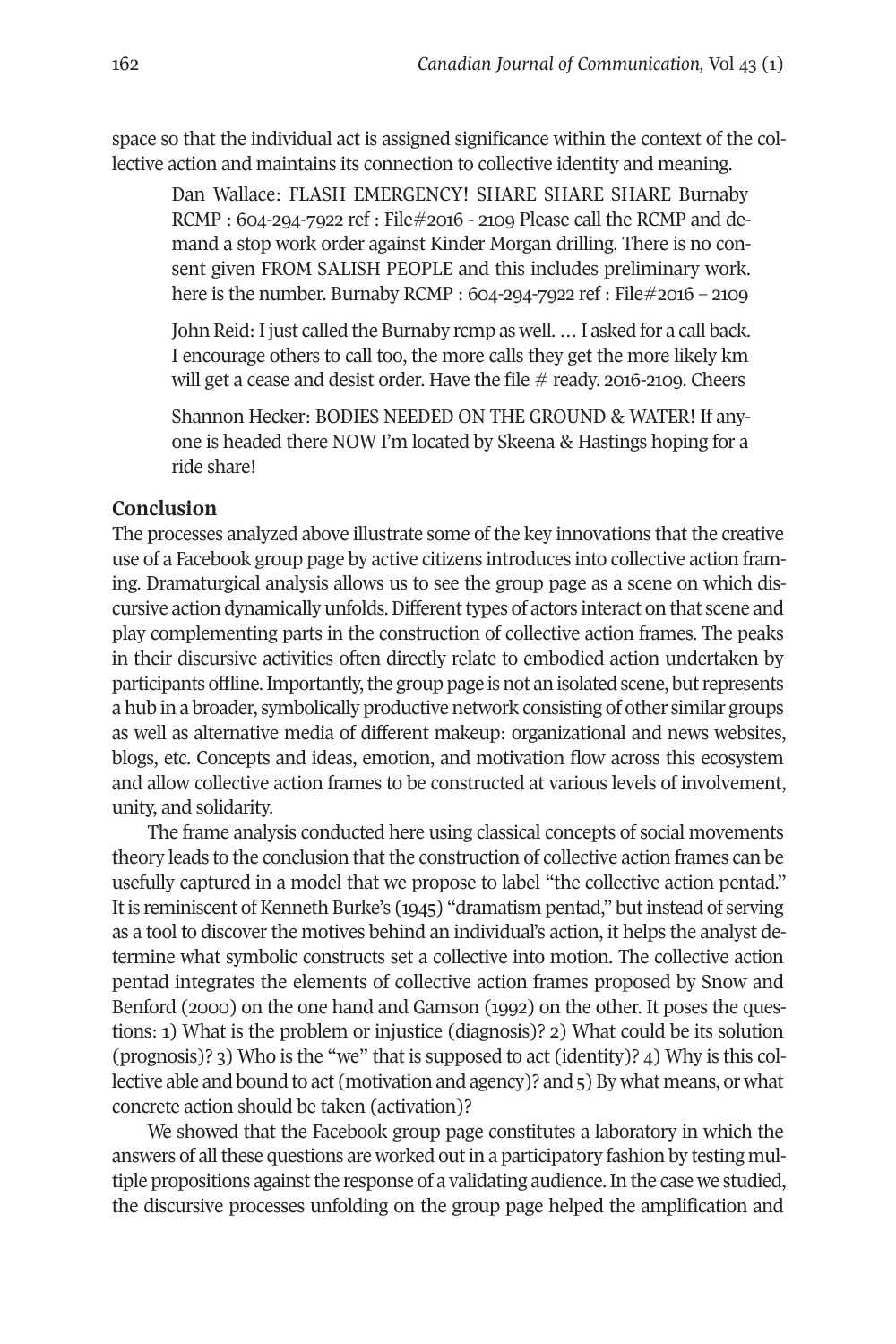space so that the individual act is assigned significance within the context of the collective action and maintains its connection to collective identity and meaning.

> Dan Wallace: FLASH EMERGENCY! SHARE SHARE SHARE Burnaby RCMP : 604-294-7922 ref : File#2016 - 2109 Please call the RCMP and demand a stop work order against Kinder Morgan drilling. There is no consent given FROM SALISH PEOPLE and this includes preliminary work. here is the number. Burnaby RCMP : 604-294-7922 ref : File#2016 – 2109
>
> John Reid: I just called the Burnaby rcmp as well. … I asked for a call back. I encourage others to call too, the more calls they get the more likely km will get a cease and desist order. Have the file # ready. 2016-2109. Cheers
>
> Shannon Hecker: BODIES NEEDED ON THE GROUND & WATER! If anyone is headed there NOW I'm located by Skeena & Hastings hoping for a ride share!

## Conclusion

The processes analyzed above illustrate some of the key innovations that the creative use of a Facebook group page by active citizens introduces into collective action framing. Dramaturgical analysis allows us to see the group page as a scene on which discursive action dynamically unfolds. Different types of actors interact on that scene and play complementing parts in the construction of collective action frames. The peaks in their discursive activities often directly relate to embodied action undertaken by participants offline. Importantly, the group page is not an isolated scene, but represents a hub in a broader, symbolically productive network consisting of other similar groups as well as alternative media of different makeup: organizational and news websites, blogs, etc. Concepts and ideas, emotion, and motivation flow across this ecosystem and allow collective action frames to be constructed at various levels of involvement, unity, and solidarity.

The frame analysis conducted here using classical concepts of social movements theory leads to the conclusion that the construction of collective action frames can be usefully captured in a model that we propose to label "the collective action pentad." It is reminiscent of Kenneth Burke's (1945) "dramatism pentad," but instead of serving as a tool to discover the motives behind an individual's action, it helps the analyst determine what symbolic constructs set a collective into motion. The collective action pentad integrates the elements of collective action frames proposed by Snow and Benford (2000) on the one hand and Gamson (1992) on the other. It poses the questions: 1) What is the problem or injustice (diagnosis)? 2) What could be its solution (prognosis)? 3) Who is the "we" that is supposed to act (identity)? 4) Why is this collective able and bound to act (motivation and agency)? and 5) By what means, or what concrete action should be taken (activation)?

We showed that the Facebook group page constitutes a laboratory in which the answers of all these questions are worked out in a participatory fashion by testing multiple propositions against the response of a validating audience. In the case we studied, the discursive processes unfolding on the group page helped the amplification and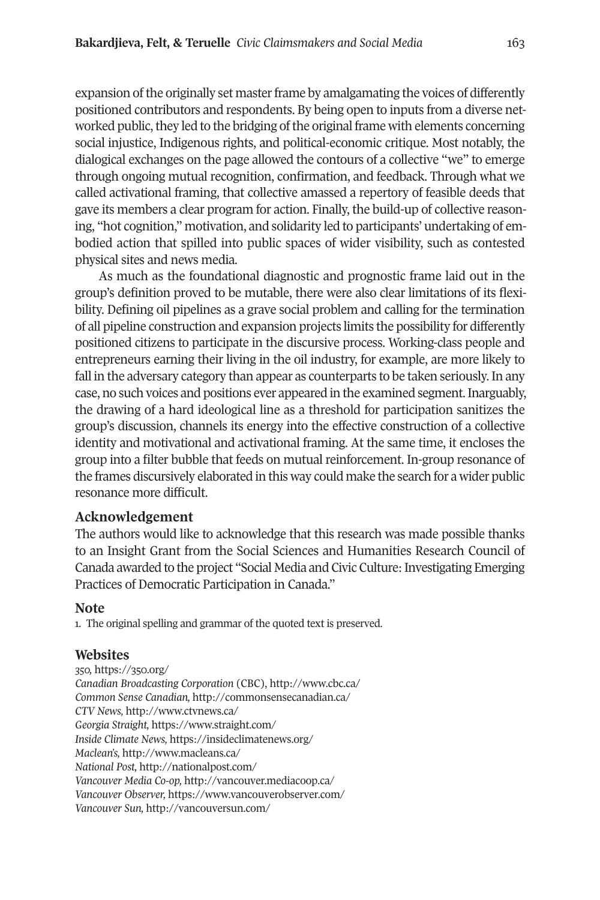expansion of the originally set master frame by amalgamating the voices of differently positioned contributors and respondents. By being open to inputs from a diverse networked public, they led to the bridging of the original frame with elements concerning social injustice, Indigenous rights, and political-economic critique. Most notably, the dialogical exchanges on the page allowed the contours of a collective "we" to emerge through ongoing mutual recognition, confirmation, and feedback. Through what we called activational framing, that collective amassed a repertory of feasible deeds that gave its members a clear program for action. Finally, the build-up of collective reasoning, "hot cognition," motivation, and solidarity led to participants' undertaking of embodied action that spilled into public spaces of wider visibility, such as contested physical sites and news media.

As much as the foundational diagnostic and prognostic frame laid out in the group's definition proved to be mutable, there were also clear limitations of its flexibility. Defining oil pipelines as a grave social problem and calling for the termination of all pipeline construction and expansion projects limits the possibility for differently positioned citizens to participate in the discursive process. Working-class people and entrepreneurs earning their living in the oil industry, for example, are more likely to fall in the adversary category than appear as counterparts to be taken seriously. In any case, no such voices and positions ever appeared in the examined segment. Inarguably, the drawing of a hard ideological line as a threshold for participation sanitizes the group's discussion, channels its energy into the effective construction of a collective identity and motivational and activational framing. At the same time, it encloses the group into a filter bubble that feeds on mutual reinforcement. In-group resonance of the frames discursively elaborated in this way could make the search for a wider public resonance more difficult.

## Acknowledgement

The authors would like to acknowledge that this research was made possible thanks to an Insight Grant from the Social Sciences and Humanities Research Council of Canada awarded to the project "Social Media and Civic Culture: Investigating Emerging Practices of Democratic Participation in Canada."

## Note

1. The original spelling and grammar of the quoted text is preserved.

## Websites

*350*, https://350.org/
*Canadian Broadcasting Corporation* (CBC), http://www.cbc.ca/
*Common Sense Canadian*, http://commonsensecanadian.ca/
*CTV News*, http://www.ctvnews.ca/
*Georgia Straight*, https://www.straight.com/
*Inside Climate News*, https://insideclimatenews.org/
*Maclean's*, http://www.macleans.ca/
*National Post*, http://nationalpost.com/
*Vancouver Media Co-op*, http://vancouver.mediacoop.ca/
*Vancouver Observer*, https://www.vancouverobserver.com/
*Vancouver Sun*, http://vancouversun.com/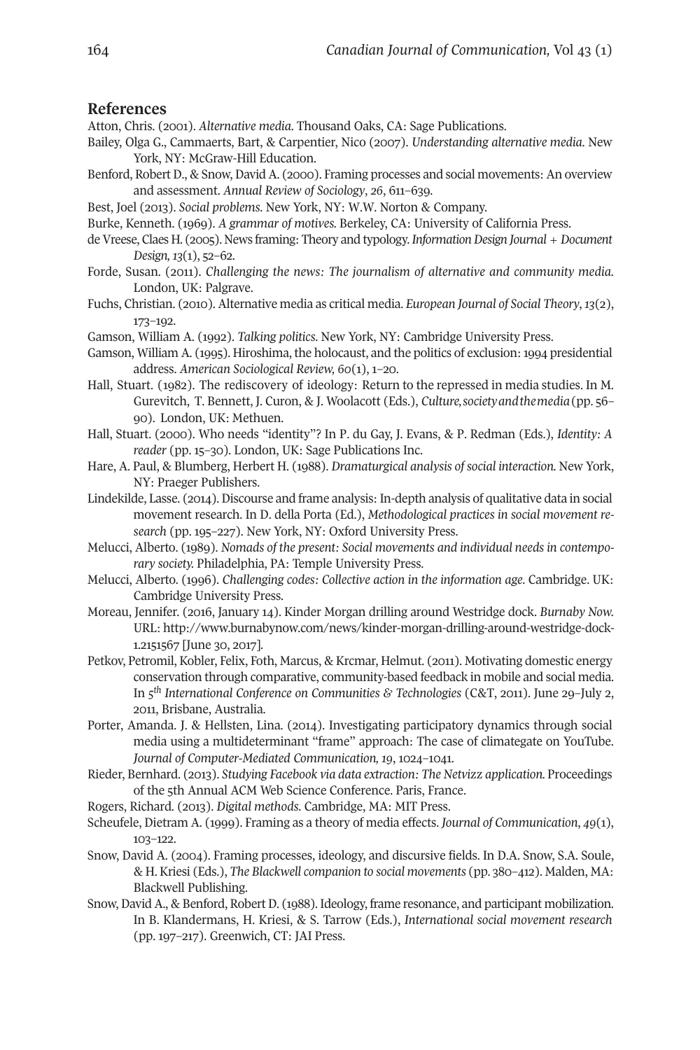## References

Atton, Chris. (2001). *Alternative media.* Thousand Oaks, CA: Sage Publications.

Bailey, Olga G., Cammaerts, Bart, & Carpentier, Nico (2007). *Understanding alternative media.* New York, NY: McGraw-Hill Education.

Benford, Robert D., & Snow, David A. (2000). Framing processes and social movements: An overview and assessment. *Annual Review of Sociology*, *26*, 611–639.

Best, Joel (2013). *Social problems.* New York, NY: W.W. Norton & Company.

Burke, Kenneth. (1969). *A grammar of motives.* Berkeley, CA: University of California Press.

de Vreese, Claes H. (2005). News framing: Theory and typology. *Information Design Journal + Document Design, 13*(1), 52–62.

Forde, Susan. (2011). *Challenging the news: The journalism of alternative and community media.* London, UK: Palgrave.

Fuchs, Christian. (2010). Alternative media as critical media. *European Journal of Social Theory*, *13*(2), 173–192.

Gamson, William A. (1992). *Talking politics.* New York, NY: Cambridge University Press.

Gamson, William A. (1995). Hiroshima, the holocaust, and the politics of exclusion: 1994 presidential address. *American Sociological Review, 60*(1), 1–20.

Hall, Stuart. (1982). The rediscovery of ideology: Return to the repressed in media studies. In M. Gurevitch, T. Bennett, J. Curon, & J. Woolacott (Eds.), *Culture, society and the media* (pp. 56–90). London, UK: Methuen.

Hall, Stuart. (2000). Who needs "identity"? In P. du Gay, J. Evans, & P. Redman (Eds.), *Identity: A reader* (pp. 15–30). London, UK: Sage Publications Inc.

Hare, A. Paul, & Blumberg, Herbert H. (1988). *Dramaturgical analysis of social interaction.* New York, NY: Praeger Publishers.

Lindekilde, Lasse. (2014). Discourse and frame analysis: In-depth analysis of qualitative data in social movement research. In D. della Porta (Ed.), *Methodological practices in social movement research* (pp. 195–227). New York, NY: Oxford University Press.

Melucci, Alberto. (1989). *Nomads of the present: Social movements and individual needs in contemporary society.* Philadelphia, PA: Temple University Press.

Melucci, Alberto. (1996). *Challenging codes: Collective action in the information age.* Cambridge. UK: Cambridge University Press.

Moreau, Jennifer. (2016, January 14). Kinder Morgan drilling around Westridge dock. *Burnaby Now.* URL: http://www.burnabynow.com/news/kinder-morgan-drilling-around-westridge-dock-1.2151567 [June 30, 2017].

Petkov, Petromil, Kobler, Felix, Foth, Marcus, & Krcmar, Helmut. (2011). Motivating domestic energy conservation through comparative, community-based feedback in mobile and social media. In *5th International Conference on Communities & Technologies* (C&T, 2011). June 29–July 2, 2011, Brisbane, Australia.

Porter, Amanda. J. & Hellsten, Lina. (2014). Investigating participatory dynamics through social media using a multideterminant "frame" approach: The case of climategate on YouTube. *Journal of Computer-Mediated Communication, 19*, 1024–1041.

Rieder, Bernhard. (2013). *Studying Facebook via data extraction: The Netvizz application.* Proceedings of the 5th Annual ACM Web Science Conference. Paris, France.

Rogers, Richard. (2013). *Digital methods.* Cambridge, MA: MIT Press.

Scheufele, Dietram A. (1999). Framing as a theory of media effects. *Journal of Communication*, *49*(1), 103–122.

Snow, David A. (2004). Framing processes, ideology, and discursive fields. In D.A. Snow, S.A. Soule, & H. Kriesi (Eds.), *The Blackwell companion to social movements* (pp. 380–412). Malden, MA: Blackwell Publishing.

Snow, David A., & Benford, Robert D. (1988). Ideology, frame resonance, and participant mobilization. In B. Klandermans, H. Kriesi, & S. Tarrow (Eds.), *International social movement research* (pp. 197–217). Greenwich, CT: JAI Press.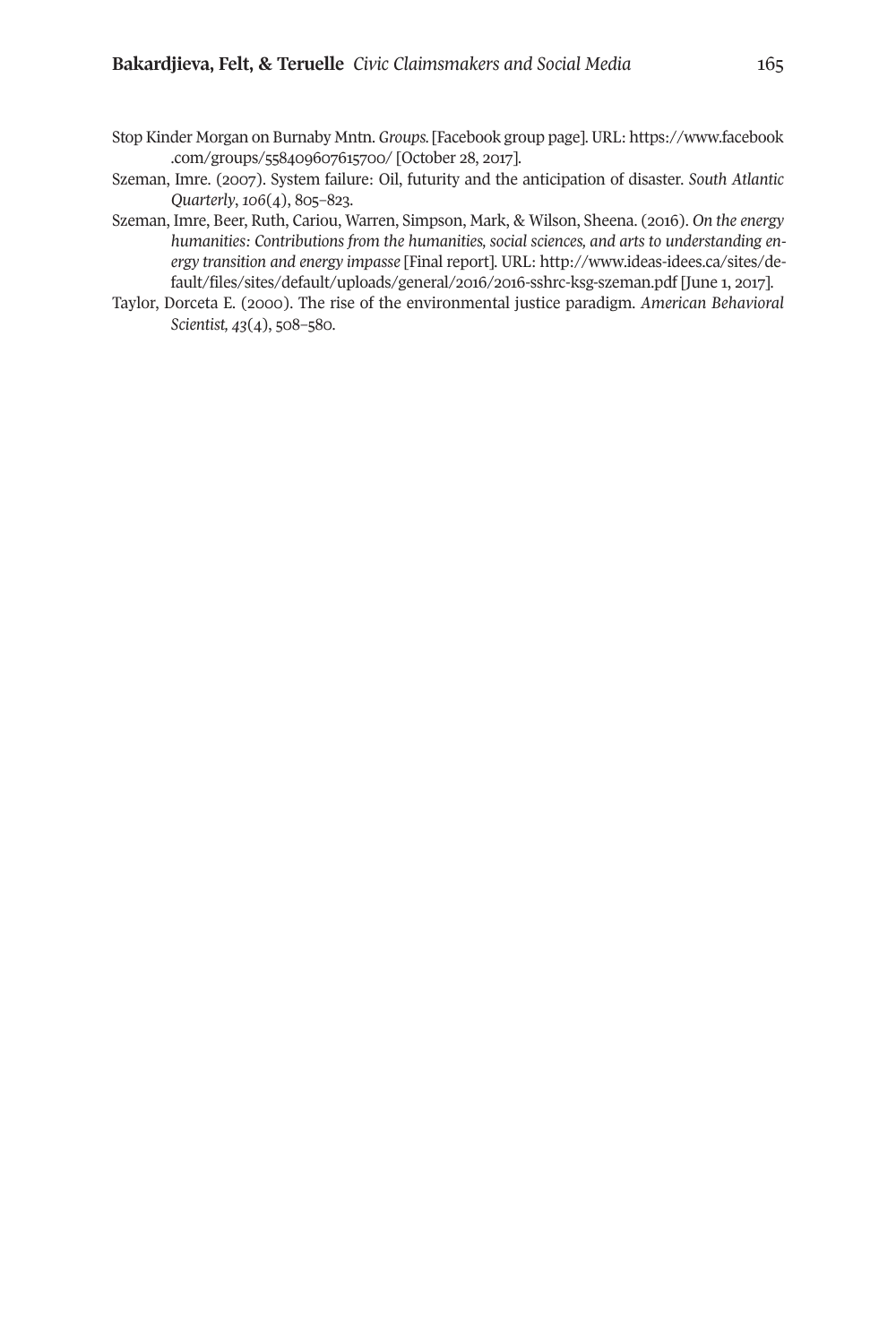Stop Kinder Morgan on Burnaby Mntn. *Groups.* [Facebook group page]. URL: https://www.facebook.com/groups/558409607615700/ [October 28, 2017].

Szeman, Imre. (2007). System failure: Oil, futurity and the anticipation of disaster. *South Atlantic Quarterly*, *106*(4), 805–823.

Szeman, Imre, Beer, Ruth, Cariou, Warren, Simpson, Mark, & Wilson, Sheena. (2016). *On the energy humanities: Contributions from the humanities, social sciences, and arts to understanding energy transition and energy impasse* [Final report]. URL: http://www.ideas-idees.ca/sites/default/files/sites/default/uploads/general/2016/2016-sshrc-ksg-szeman.pdf [June 1, 2017].

Taylor, Dorceta E. (2000). The rise of the environmental justice paradigm. *American Behavioral Scientist, 43*(4), 508–580.